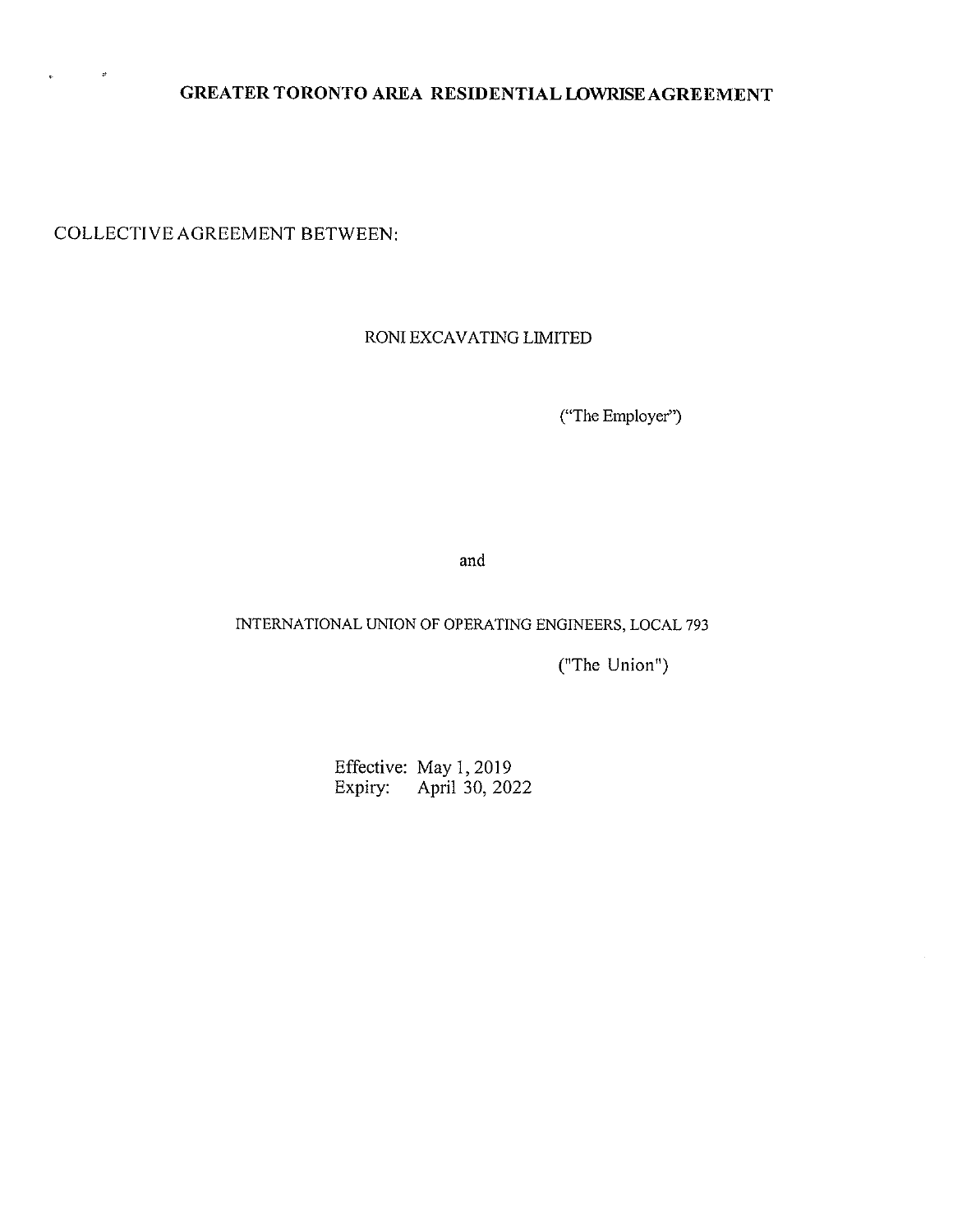# GREATER TORONTO AREA RESIDENTIAL LOWRISE AGREEMENT

COLLECTIVE AGREEMENT BETWEEN:

RONI EXCAVATING LIMITED

("The Employer")

and

INTERNATIONAL UNION OF OPERATING ENGINEERS, LOCAL 793

("The Union")

Effective: May 1, 2019
Expiry: April 30, 2022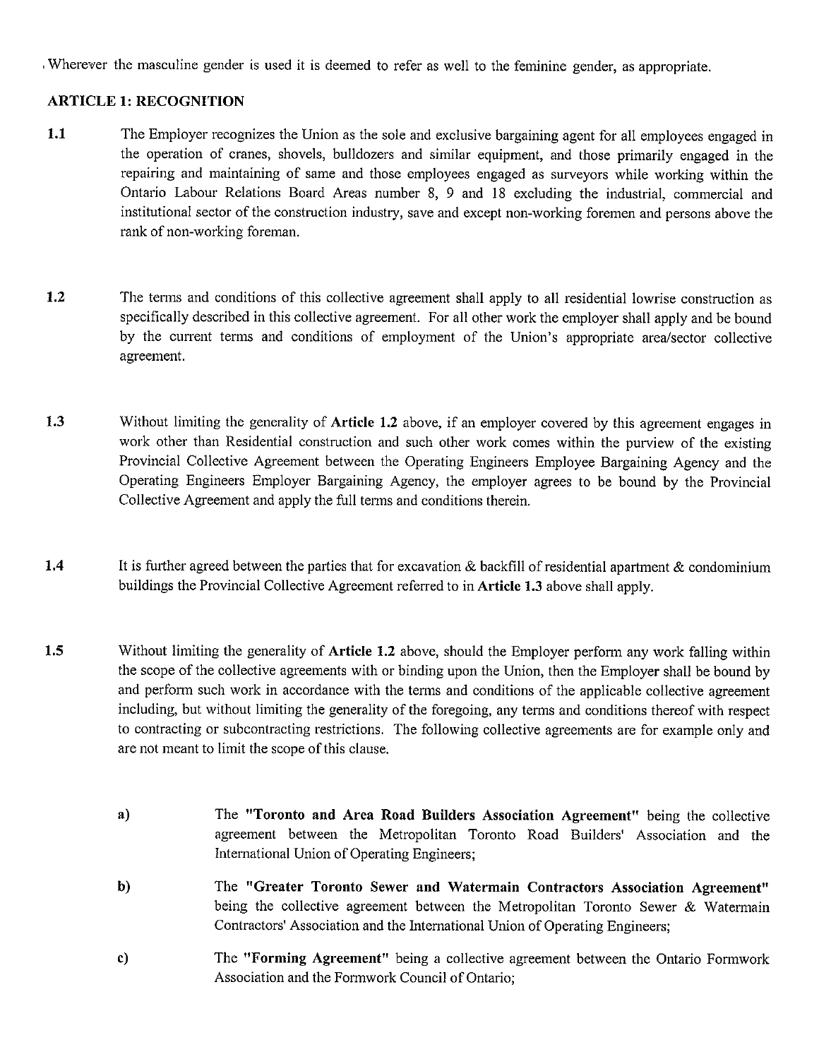Wherever the masculine gender is used it is deemed to refer as well to the feminine gender, as appropriate.

## ARTICLE 1: RECOGNITION

**1.1** The Employer recognizes the Union as the sole and exclusive bargaining agent for all employees engaged in the operation of cranes, shovels, bulldozers and similar equipment, and those primarily engaged in the repairing and maintaining of same and those employees engaged as surveyors while working within the Ontario Labour Relations Board Areas number 8, 9 and 18 excluding the industrial, commercial and institutional sector of the construction industry, save and except non-working foremen and persons above the rank of non-working foreman.

**1.2** The terms and conditions of this collective agreement shall apply to all residential lowrise construction as specifically described in this collective agreement. For all other work the employer shall apply and be bound by the current terms and conditions of employment of the Union's appropriate area/sector collective agreement.

**1.3** Without limiting the generality of **Article 1.2** above, if an employer covered by this agreement engages in work other than Residential construction and such other work comes within the purview of the existing Provincial Collective Agreement between the Operating Engineers Employee Bargaining Agency and the Operating Engineers Employer Bargaining Agency, the employer agrees to be bound by the Provincial Collective Agreement and apply the full terms and conditions therein.

**1.4** It is further agreed between the parties that for excavation & backfill of residential apartment & condominium buildings the Provincial Collective Agreement referred to in **Article 1.3** above shall apply.

**1.5** Without limiting the generality of **Article 1.2** above, should the Employer perform any work falling within the scope of the collective agreements with or binding upon the Union, then the Employer shall be bound by and perform such work in accordance with the terms and conditions of the applicable collective agreement including, but without limiting the generality of the foregoing, any terms and conditions thereof with respect to contracting or subcontracting restrictions. The following collective agreements are for example only and are not meant to limit the scope of this clause.

- **a)** The **"Toronto and Area Road Builders Association Agreement"** being the collective agreement between the Metropolitan Toronto Road Builders' Association and the International Union of Operating Engineers;
- **b)** The **"Greater Toronto Sewer and Watermain Contractors Association Agreement"** being the collective agreement between the Metropolitan Toronto Sewer & Watermain Contractors' Association and the International Union of Operating Engineers;
- **c)** The **"Forming Agreement"** being a collective agreement between the Ontario Formwork Association and the Formwork Council of Ontario;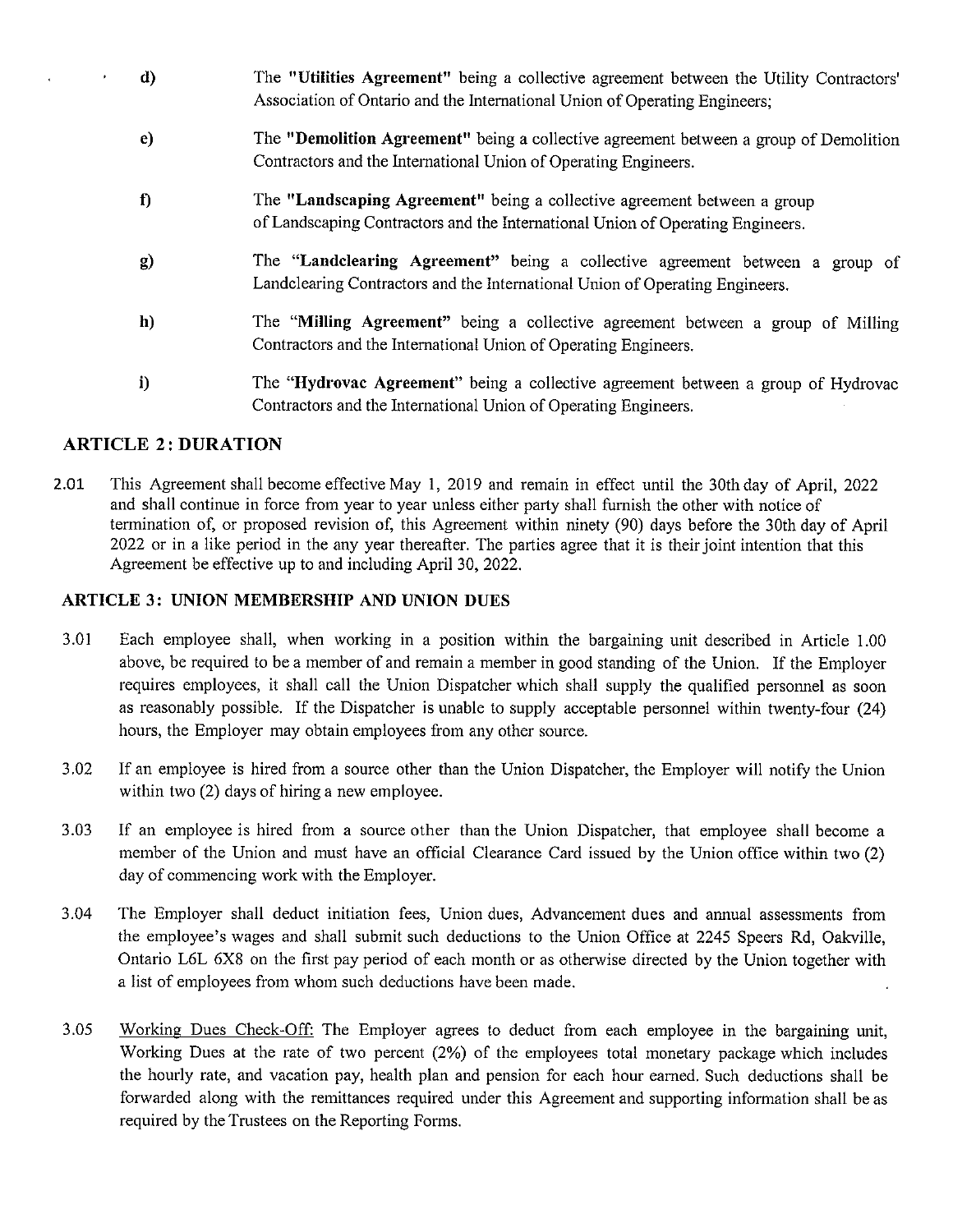d) The **"Utilities Agreement"** being a collective agreement between the Utility Contractors' Association of Ontario and the International Union of Operating Engineers;

e) The **"Demolition Agreement"** being a collective agreement between a group of Demolition Contractors and the International Union of Operating Engineers.

f) The **"Landscaping Agreement"** being a collective agreement between a group of Landscaping Contractors and the International Union of Operating Engineers.

g) The "**Landclearing Agreement**" being a collective agreement between a group of Landclearing Contractors and the International Union of Operating Engineers.

h) The "**Milling Agreement**" being a collective agreement between a group of Milling Contractors and the International Union of Operating Engineers.

i) The "**Hydrovac Agreement**" being a collective agreement between a group of Hydrovac Contractors and the International Union of Operating Engineers.

## ARTICLE 2: DURATION

2.01 This Agreement shall become effective May 1, 2019 and remain in effect until the 30th day of April, 2022 and shall continue in force from year to year unless either party shall furnish the other with notice of termination of, or proposed revision of, this Agreement within ninety (90) days before the 30th day of April 2022 or in a like period in the any year thereafter. The parties agree that it is their joint intention that this Agreement be effective up to and including April 30, 2022.

## ARTICLE 3: UNION MEMBERSHIP AND UNION DUES

3.01 Each employee shall, when working in a position within the bargaining unit described in Article 1.00 above, be required to be a member of and remain a member in good standing of the Union. If the Employer requires employees, it shall call the Union Dispatcher which shall supply the qualified personnel as soon as reasonably possible. If the Dispatcher is unable to supply acceptable personnel within twenty-four (24) hours, the Employer may obtain employees from any other source.

3.02 If an employee is hired from a source other than the Union Dispatcher, the Employer will notify the Union within two (2) days of hiring a new employee.

3.03 If an employee is hired from a source other than the Union Dispatcher, that employee shall become a member of the Union and must have an official Clearance Card issued by the Union office within two (2) day of commencing work with the Employer.

3.04 The Employer shall deduct initiation fees, Union dues, Advancement dues and annual assessments from the employee's wages and shall submit such deductions to the Union Office at 2245 Speers Rd, Oakville, Ontario L6L 6X8 on the first pay period of each month or as otherwise directed by the Union together with a list of employees from whom such deductions have been made.

3.05 Working Dues Check-Off: The Employer agrees to deduct from each employee in the bargaining unit, Working Dues at the rate of two percent (2%) of the employees total monetary package which includes the hourly rate, and vacation pay, health plan and pension for each hour earned. Such deductions shall be forwarded along with the remittances required under this Agreement and supporting information shall be as required by the Trustees on the Reporting Forms.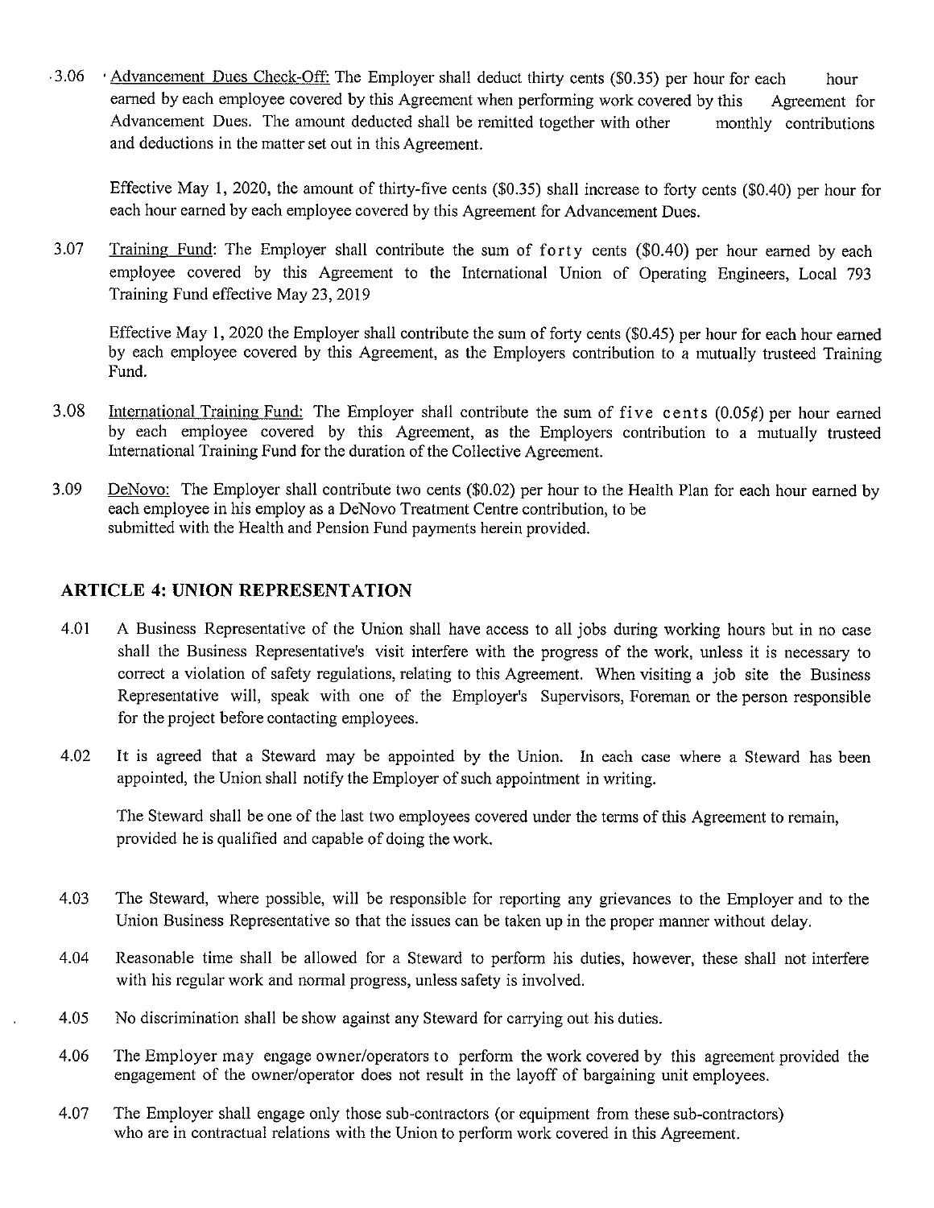3.06 Advancement Dues Check-Off: The Employer shall deduct thirty cents ($0.35) per hour for each hour earned by each employee covered by this Agreement when performing work covered by this Agreement for Advancement Dues. The amount deducted shall be remitted together with other monthly contributions and deductions in the matter set out in this Agreement.

Effective May 1, 2020, the amount of thirty-five cents ($0.35) shall increase to forty cents ($0.40) per hour for each hour earned by each employee covered by this Agreement for Advancement Dues.

3.07 Training Fund: The Employer shall contribute the sum of forty cents ($0.40) per hour earned by each employee covered by this Agreement to the International Union of Operating Engineers, Local 793 Training Fund effective May 23, 2019

Effective May 1, 2020 the Employer shall contribute the sum of forty cents ($0.45) per hour for each hour earned by each employee covered by this Agreement, as the Employers contribution to a mutually trusteed Training Fund.

3.08 International Training Fund: The Employer shall contribute the sum of five cents (0.05¢) per hour earned by each employee covered by this Agreement, as the Employers contribution to a mutually trusteed International Training Fund for the duration of the Collective Agreement.

3.09 DeNovo: The Employer shall contribute two cents ($0.02) per hour to the Health Plan for each hour earned by each employee in his employ as a DeNovo Treatment Centre contribution, to be submitted with the Health and Pension Fund payments herein provided.

## ARTICLE 4: UNION REPRESENTATION

4.01 A Business Representative of the Union shall have access to all jobs during working hours but in no case shall the Business Representative's visit interfere with the progress of the work, unless it is necessary to correct a violation of safety regulations, relating to this Agreement. When visiting a job site the Business Representative will, speak with one of the Employer's Supervisors, Foreman or the person responsible for the project before contacting employees.

4.02 It is agreed that a Steward may be appointed by the Union. In each case where a Steward has been appointed, the Union shall notify the Employer of such appointment in writing.

The Steward shall be one of the last two employees covered under the terms of this Agreement to remain, provided he is qualified and capable of doing the work.

4.03 The Steward, where possible, will be responsible for reporting any grievances to the Employer and to the Union Business Representative so that the issues can be taken up in the proper manner without delay.

4.04 Reasonable time shall be allowed for a Steward to perform his duties, however, these shall not interfere with his regular work and normal progress, unless safety is involved.

4.05 No discrimination shall be show against any Steward for carrying out his duties.

4.06 The Employer may engage owner/operators to perform the work covered by this agreement provided the engagement of the owner/operator does not result in the layoff of bargaining unit employees.

4.07 The Employer shall engage only those sub-contractors (or equipment from these sub-contractors) who are in contractual relations with the Union to perform work covered in this Agreement.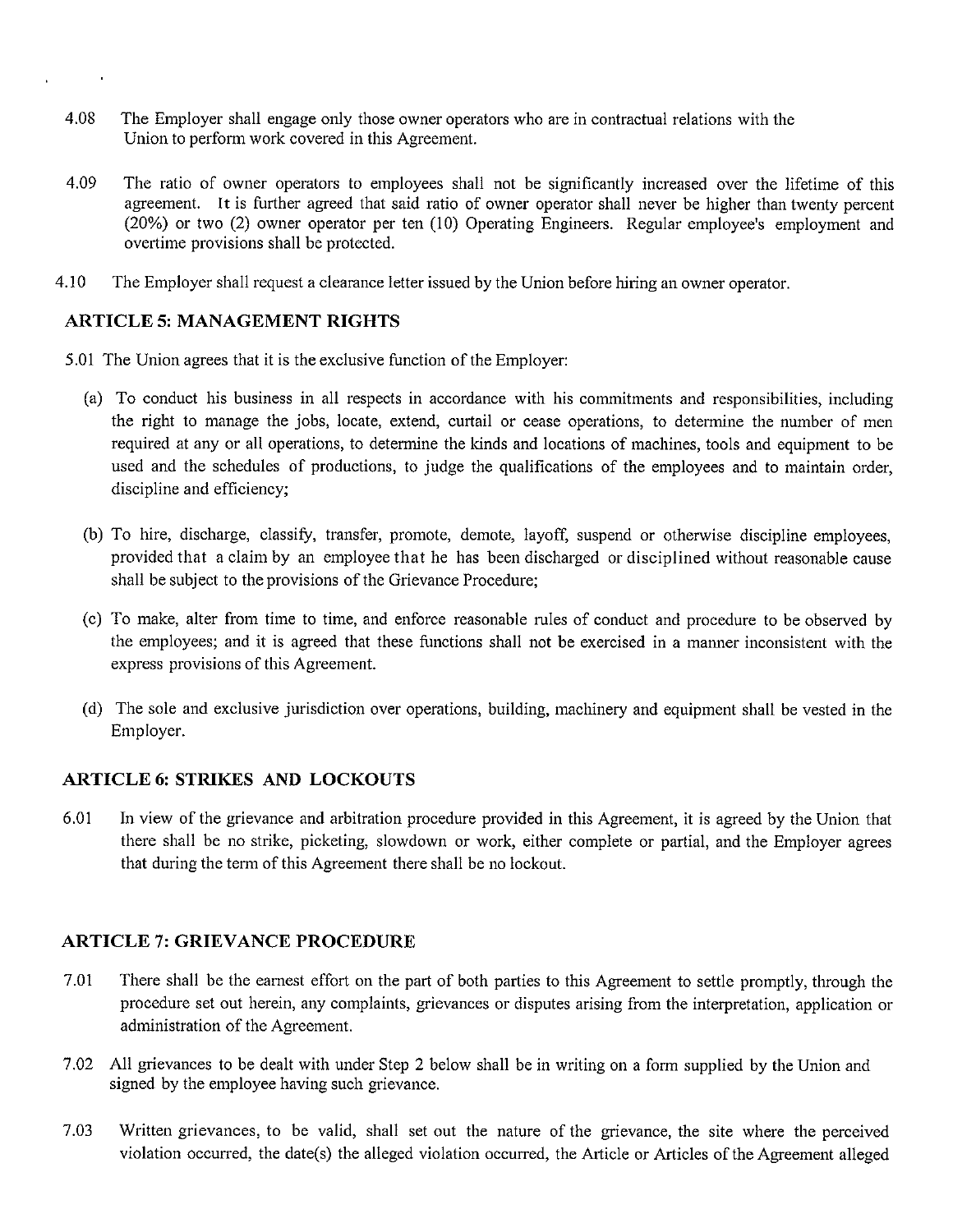4.08 The Employer shall engage only those owner operators who are in contractual relations with the Union to perform work covered in this Agreement.

4.09 The ratio of owner operators to employees shall not be significantly increased over the lifetime of this agreement. It is further agreed that said ratio of owner operator shall never be higher than twenty percent (20%) or two (2) owner operator per ten (10) Operating Engineers. Regular employee's employment and overtime provisions shall be protected.

4.10 The Employer shall request a clearance letter issued by the Union before hiring an owner operator.

## ARTICLE 5: MANAGEMENT RIGHTS

5.01 The Union agrees that it is the exclusive function of the Employer:

(a) To conduct his business in all respects in accordance with his commitments and responsibilities, including the right to manage the jobs, locate, extend, curtail or cease operations, to determine the number of men required at any or all operations, to determine the kinds and locations of machines, tools and equipment to be used and the schedules of productions, to judge the qualifications of the employees and to maintain order, discipline and efficiency;

(b) To hire, discharge, classify, transfer, promote, demote, layoff, suspend or otherwise discipline employees, provided that a claim by an employee that he has been discharged or disciplined without reasonable cause shall be subject to the provisions of the Grievance Procedure;

(c) To make, alter from time to time, and enforce reasonable rules of conduct and procedure to be observed by the employees; and it is agreed that these functions shall not be exercised in a manner inconsistent with the express provisions of this Agreement.

(d) The sole and exclusive jurisdiction over operations, building, machinery and equipment shall be vested in the Employer.

## ARTICLE 6: STRIKES AND LOCKOUTS

6.01 In view of the grievance and arbitration procedure provided in this Agreement, it is agreed by the Union that there shall be no strike, picketing, slowdown or work, either complete or partial, and the Employer agrees that during the term of this Agreement there shall be no lockout.

## ARTICLE 7: GRIEVANCE PROCEDURE

7.01 There shall be the earnest effort on the part of both parties to this Agreement to settle promptly, through the procedure set out herein, any complaints, grievances or disputes arising from the interpretation, application or administration of the Agreement.

7.02 All grievances to be dealt with under Step 2 below shall be in writing on a form supplied by the Union and signed by the employee having such grievance.

7.03 Written grievances, to be valid, shall set out the nature of the grievance, the site where the perceived violation occurred, the date(s) the alleged violation occurred, the Article or Articles of the Agreement alleged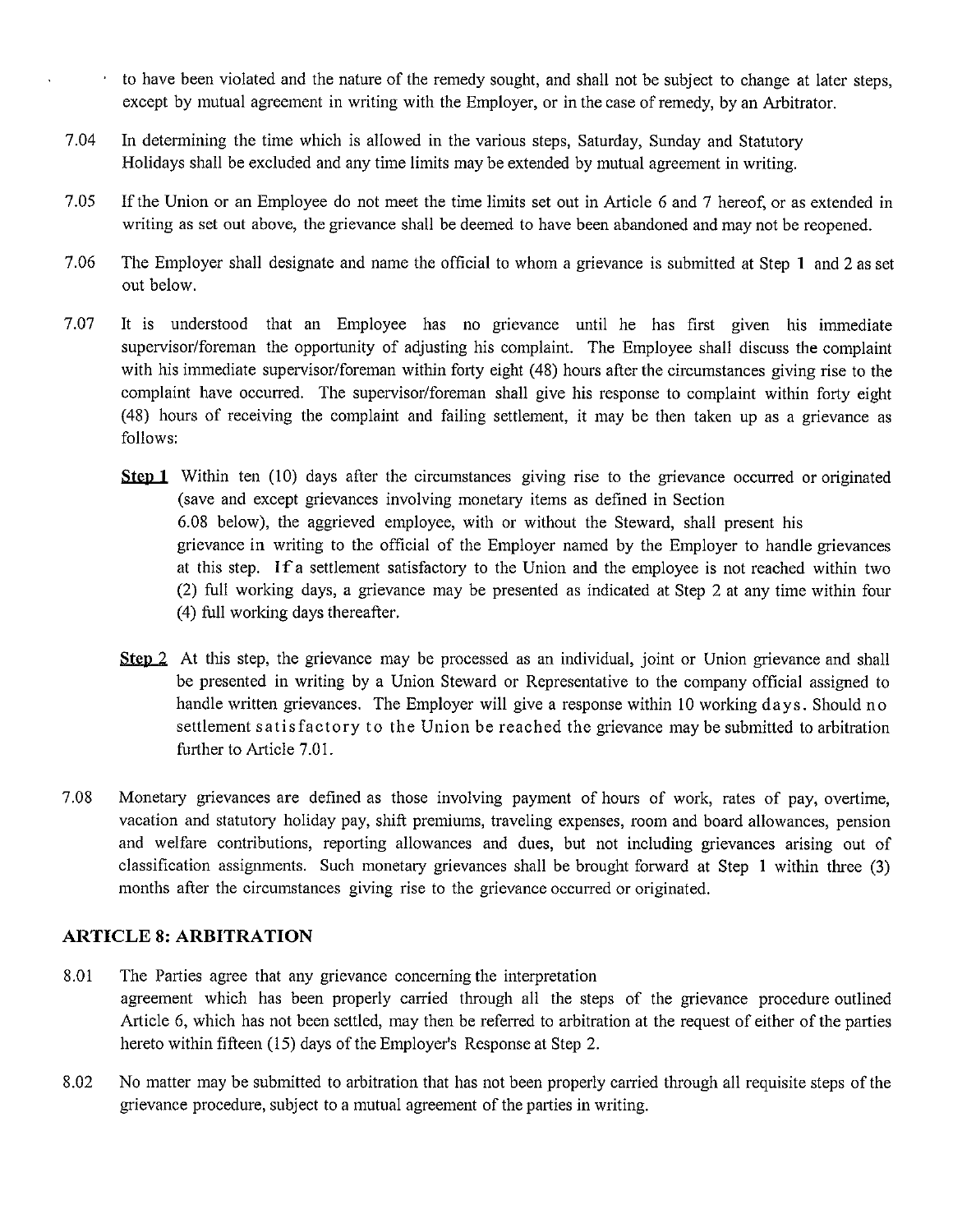to have been violated and the nature of the remedy sought, and shall not be subject to change at later steps, except by mutual agreement in writing with the Employer, or in the case of remedy, by an Arbitrator.

7.04 In determining the time which is allowed in the various steps, Saturday, Sunday and Statutory Holidays shall be excluded and any time limits may be extended by mutual agreement in writing.

7.05 If the Union or an Employee do not meet the time limits set out in Article 6 and 7 hereof, or as extended in writing as set out above, the grievance shall be deemed to have been abandoned and may not be reopened.

7.06 The Employer shall designate and name the official to whom a grievance is submitted at Step 1 and 2 as set out below.

7.07 It is understood that an Employee has no grievance until he has first given his immediate supervisor/foreman the opportunity of adjusting his complaint. The Employee shall discuss the complaint with his immediate supervisor/foreman within forty eight (48) hours after the circumstances giving rise to the complaint have occurred. The supervisor/foreman shall give his response to complaint within forty eight (48) hours of receiving the complaint and failing settlement, it may be then taken up as a grievance as follows:

**Step 1** Within ten (10) days after the circumstances giving rise to the grievance occurred or originated (save and except grievances involving monetary items as defined in Section 6.08 below), the aggrieved employee, with or without the Steward, shall present his grievance in writing to the official of the Employer named by the Employer to handle grievances at this step. If a settlement satisfactory to the Union and the employee is not reached within two (2) full working days, a grievance may be presented as indicated at Step 2 at any time within four (4) full working days thereafter.

**Step 2** At this step, the grievance may be processed as an individual, joint or Union grievance and shall be presented in writing by a Union Steward or Representative to the company official assigned to handle written grievances. The Employer will give a response within 10 working days. Should no settlement satisfactory to the Union be reached the grievance may be submitted to arbitration further to Article 7.01.

7.08 Monetary grievances are defined as those involving payment of hours of work, rates of pay, overtime, vacation and statutory holiday pay, shift premiums, traveling expenses, room and board allowances, pension and welfare contributions, reporting allowances and dues, but not including grievances arising out of classification assignments. Such monetary grievances shall be brought forward at Step 1 within three (3) months after the circumstances giving rise to the grievance occurred or originated.

## ARTICLE 8: ARBITRATION

8.01 The Parties agree that any grievance concerning the interpretation agreement which has been properly carried through all the steps of the grievance procedure outlined Article 6, which has not been settled, may then be referred to arbitration at the request of either of the parties hereto within fifteen (15) days of the Employer's Response at Step 2.

8.02 No matter may be submitted to arbitration that has not been properly carried through all requisite steps of the grievance procedure, subject to a mutual agreement of the parties in writing.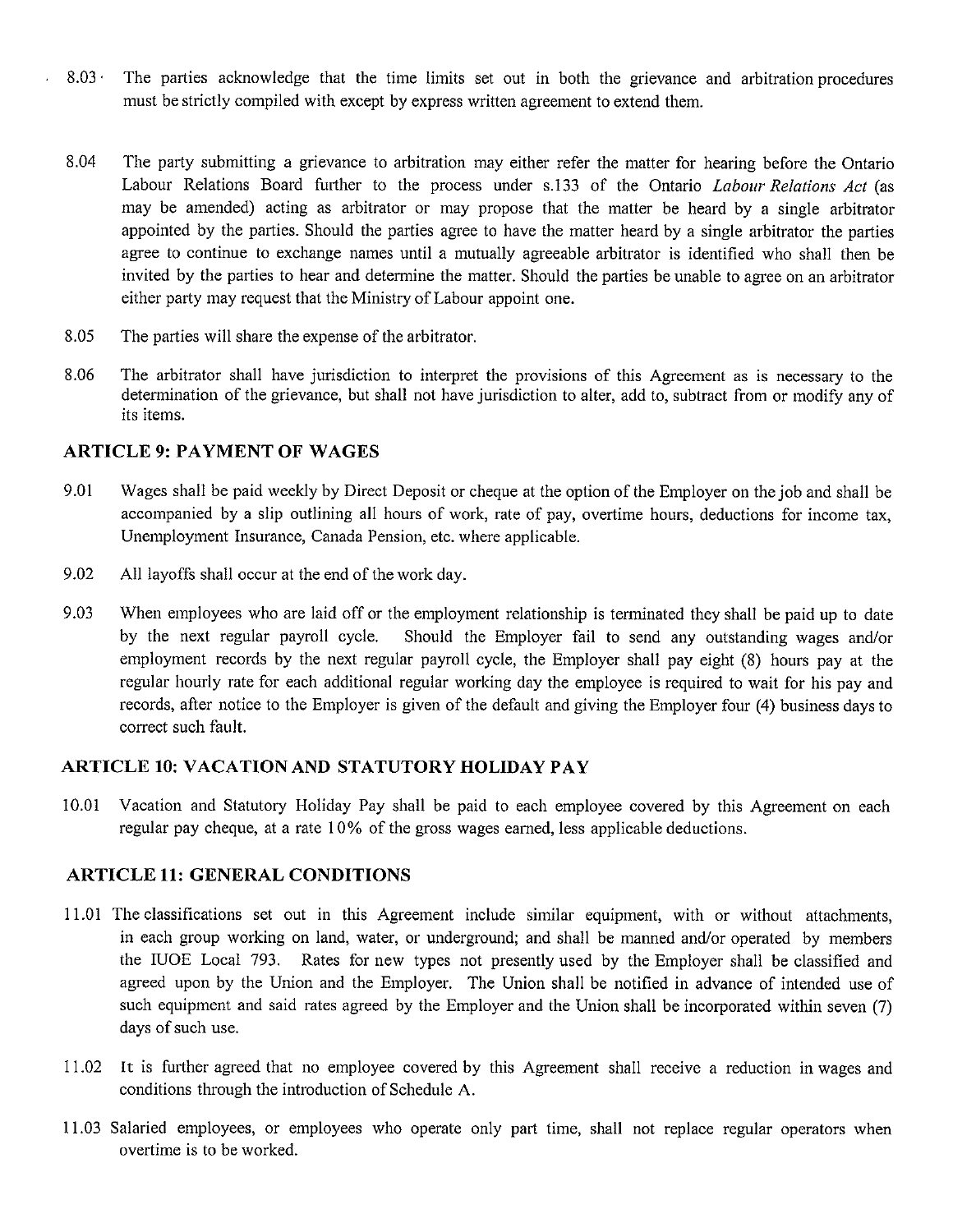8.03 The parties acknowledge that the time limits set out in both the grievance and arbitration procedures must be strictly compiled with except by express written agreement to extend them.

8.04 The party submitting a grievance to arbitration may either refer the matter for hearing before the Ontario Labour Relations Board further to the process under s.133 of the Ontario *Labour Relations Act* (as may be amended) acting as arbitrator or may propose that the matter be heard by a single arbitrator appointed by the parties. Should the parties agree to have the matter heard by a single arbitrator the parties agree to continue to exchange names until a mutually agreeable arbitrator is identified who shall then be invited by the parties to hear and determine the matter. Should the parties be unable to agree on an arbitrator either party may request that the Ministry of Labour appoint one.

8.05 The parties will share the expense of the arbitrator.

8.06 The arbitrator shall have jurisdiction to interpret the provisions of this Agreement as is necessary to the determination of the grievance, but shall not have jurisdiction to alter, add to, subtract from or modify any of its items.

## ARTICLE 9: PAYMENT OF WAGES

9.01 Wages shall be paid weekly by Direct Deposit or cheque at the option of the Employer on the job and shall be accompanied by a slip outlining all hours of work, rate of pay, overtime hours, deductions for income tax, Unemployment Insurance, Canada Pension, etc. where applicable.

9.02 All layoffs shall occur at the end of the work day.

9.03 When employees who are laid off or the employment relationship is terminated they shall be paid up to date by the next regular payroll cycle. Should the Employer fail to send any outstanding wages and/or employment records by the next regular payroll cycle, the Employer shall pay eight (8) hours pay at the regular hourly rate for each additional regular working day the employee is required to wait for his pay and records, after notice to the Employer is given of the default and giving the Employer four (4) business days to correct such fault.

## ARTICLE 10: VACATION AND STATUTORY HOLIDAY PAY

10.01 Vacation and Statutory Holiday Pay shall be paid to each employee covered by this Agreement on each regular pay cheque, at a rate 10% of the gross wages earned, less applicable deductions.

## ARTICLE 11: GENERAL CONDITIONS

11.01 The classifications set out in this Agreement include similar equipment, with or without attachments, in each group working on land, water, or underground; and shall be manned and/or operated by members the IUOE Local 793. Rates for new types not presently used by the Employer shall be classified and agreed upon by the Union and the Employer. The Union shall be notified in advance of intended use of such equipment and said rates agreed by the Employer and the Union shall be incorporated within seven (7) days of such use.

11.02 It is further agreed that no employee covered by this Agreement shall receive a reduction in wages and conditions through the introduction of Schedule A.

11.03 Salaried employees, or employees who operate only part time, shall not replace regular operators when overtime is to be worked.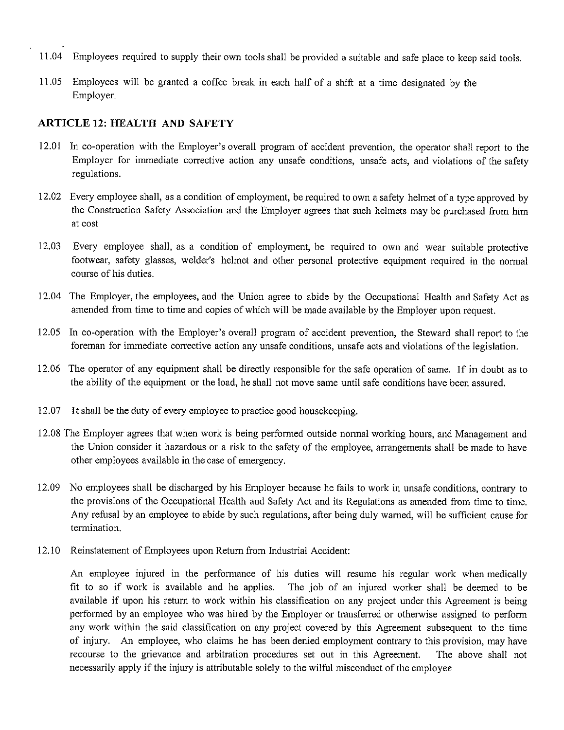11.04 Employees required to supply their own tools shall be provided a suitable and safe place to keep said tools.

11.05 Employees will be granted a coffee break in each half of a shift at a time designated by the Employer.

## ARTICLE 12: HEALTH AND SAFETY

12.01 In co-operation with the Employer's overall program of accident prevention, the operator shall report to the Employer for immediate corrective action any unsafe conditions, unsafe acts, and violations of the safety regulations.

12.02 Every employee shall, as a condition of employment, be required to own a safety helmet of a type approved by the Construction Safety Association and the Employer agrees that such helmets may be purchased from him at cost

12.03 Every employee shall, as a condition of employment, be required to own and wear suitable protective footwear, safety glasses, welder's helmet and other personal protective equipment required in the normal course of his duties.

12.04 The Employer, the employees, and the Union agree to abide by the Occupational Health and Safety Act as amended from time to time and copies of which will be made available by the Employer upon request.

12.05 In co-operation with the Employer's overall program of accident prevention, the Steward shall report to the foreman for immediate corrective action any unsafe conditions, unsafe acts and violations of the legislation.

12.06 The operator of any equipment shall be directly responsible for the safe operation of same. If in doubt as to the ability of the equipment or the load, he shall not move same until safe conditions have been assured.

12.07 It shall be the duty of every employee to practice good housekeeping.

12.08 The Employer agrees that when work is being performed outside normal working hours, and Management and the Union consider it hazardous or a risk to the safety of the employee, arrangements shall be made to have other employees available in the case of emergency.

12.09 No employees shall be discharged by his Employer because he fails to work in unsafe conditions, contrary to the provisions of the Occupational Health and Safety Act and its Regulations as amended from time to time. Any refusal by an employee to abide by such regulations, after being duly warned, will be sufficient cause for termination.

12.10 Reinstatement of Employees upon Return from Industrial Accident:

An employee injured in the performance of his duties will resume his regular work when medically fit to so if work is available and he applies. The job of an injured worker shall be deemed to be available if upon his return to work within his classification on any project under this Agreement is being performed by an employee who was hired by the Employer or transferred or otherwise assigned to perform any work within the said classification on any project covered by this Agreement subsequent to the time of injury. An employee, who claims he has been denied employment contrary to this provision, may have recourse to the grievance and arbitration procedures set out in this Agreement. The above shall not necessarily apply if the injury is attributable solely to the wilful misconduct of the employee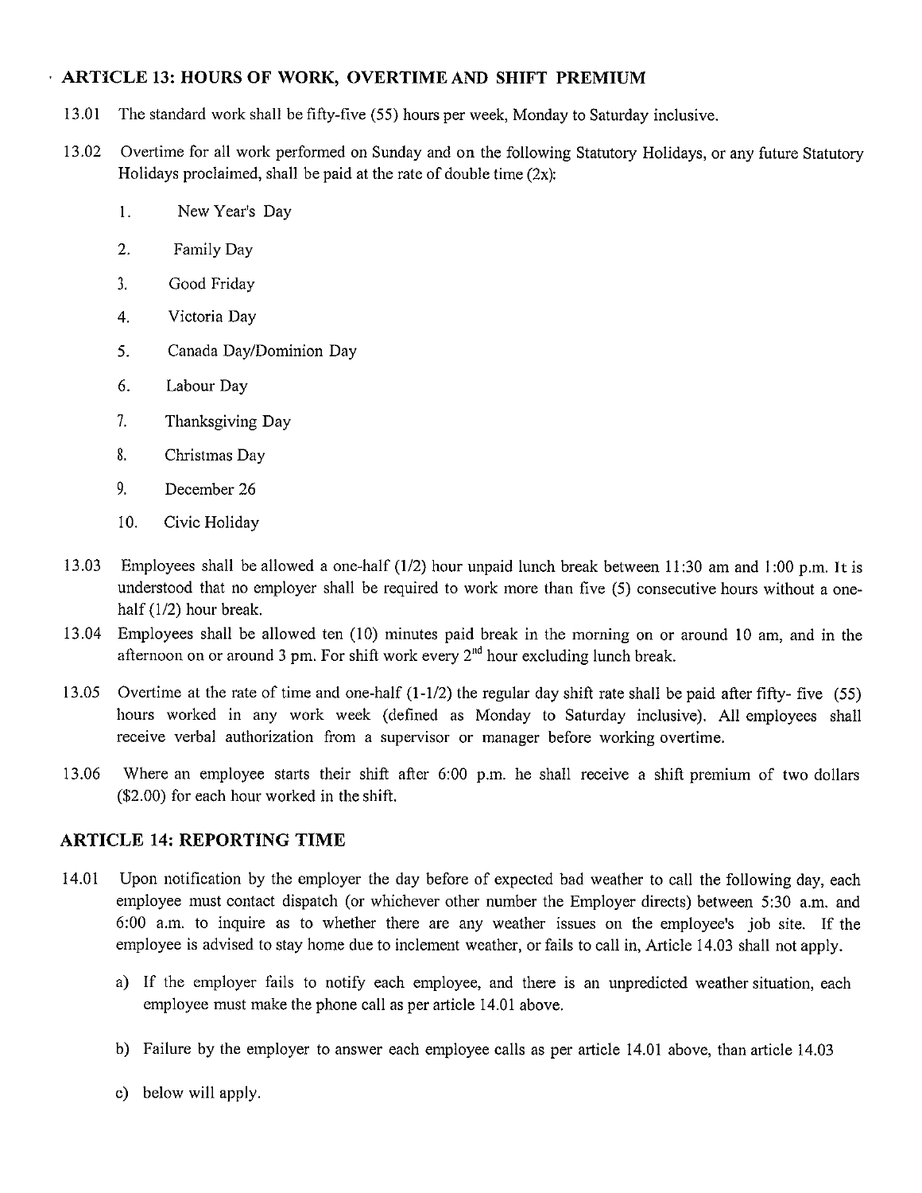## ARTICLE 13: HOURS OF WORK, OVERTIME AND SHIFT PREMIUM

13.01 The standard work shall be fifty-five (55) hours per week, Monday to Saturday inclusive.

13.02 Overtime for all work performed on Sunday and on the following Statutory Holidays, or any future Statutory Holidays proclaimed, shall be paid at the rate of double time (2x):

1. New Year's Day
2. Family Day
3. Good Friday
4. Victoria Day
5. Canada Day/Dominion Day
6. Labour Day
7. Thanksgiving Day
8. Christmas Day
9. December 26
10. Civic Holiday

13.03 Employees shall be allowed a one-half (1/2) hour unpaid lunch break between 11:30 am and 1:00 p.m. It is understood that no employer shall be required to work more than five (5) consecutive hours without a one-half (1/2) hour break.

13.04 Employees shall be allowed ten (10) minutes paid break in the morning on or around 10 am, and in the afternoon on or around 3 pm. For shift work every 2nd hour excluding lunch break.

13.05 Overtime at the rate of time and one-half (1-1/2) the regular day shift rate shall be paid after fifty- five (55) hours worked in any work week (defined as Monday to Saturday inclusive). All employees shall receive verbal authorization from a supervisor or manager before working overtime.

13.06 Where an employee starts their shift after 6:00 p.m. he shall receive a shift premium of two dollars ($2.00) for each hour worked in the shift.

## ARTICLE 14: REPORTING TIME

14.01 Upon notification by the employer the day before of expected bad weather to call the following day, each employee must contact dispatch (or whichever other number the Employer directs) between 5:30 a.m. and 6:00 a.m. to inquire as to whether there are any weather issues on the employee's job site. If the employee is advised to stay home due to inclement weather, or fails to call in, Article 14.03 shall not apply.

a) If the employer fails to notify each employee, and there is an unpredicted weather situation, each employee must make the phone call as per article 14.01 above.

b) Failure by the employer to answer each employee calls as per article 14.01 above, than article 14.03

c) below will apply.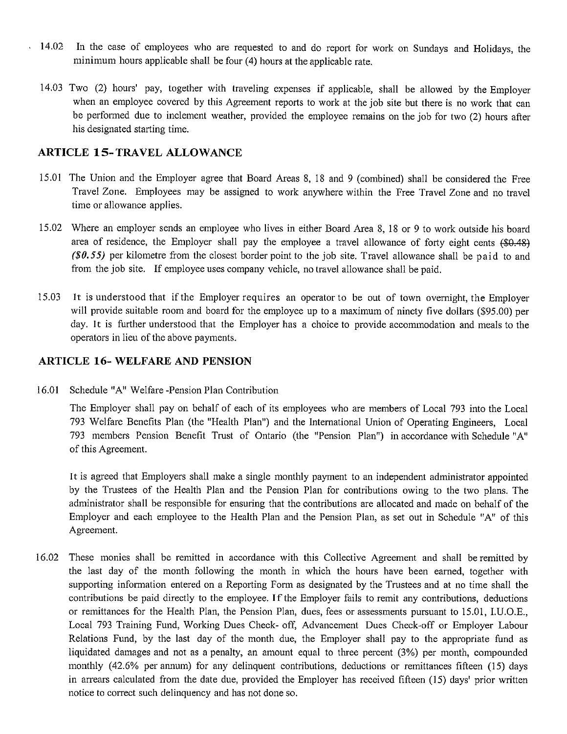14.02 In the case of employees who are requested to and do report for work on Sundays and Holidays, the minimum hours applicable shall be four (4) hours at the applicable rate.

14.03 Two (2) hours' pay, together with traveling expenses if applicable, shall be allowed by the Employer when an employee covered by this Agreement reports to work at the job site but there is no work that can be performed due to inclement weather, provided the employee remains on the job for two (2) hours after his designated starting time.

## ARTICLE 15- TRAVEL ALLOWANCE

15.01 The Union and the Employer agree that Board Areas 8, 18 and 9 (combined) shall be considered the Free Travel Zone. Employees may be assigned to work anywhere within the Free Travel Zone and no travel time or allowance applies.

15.02 Where an employer sends an employee who lives in either Board Area 8, 18 or 9 to work outside his board area of residence, the Employer shall pay the employee a travel allowance of forty eight cents ~~($0.48)~~ *($0.55)* per kilometre from the closest border point to the job site. Travel allowance shall be paid to and from the job site. If employee uses company vehicle, no travel allowance shall be paid.

15.03 It is understood that if the Employer requires an operator to be out of town overnight, the Employer will provide suitable room and board for the employee up to a maximum of ninety five dollars ($95.00) per day. It is further understood that the Employer has a choice to provide accommodation and meals to the operators in lieu of the above payments.

## ARTICLE 16- WELFARE AND PENSION

16.01 Schedule "A" Welfare -Pension Plan Contribution

The Employer shall pay on behalf of each of its employees who are members of Local 793 into the Local 793 Welfare Benefits Plan (the "Health Plan") and the International Union of Operating Engineers, Local 793 members Pension Benefit Trust of Ontario (the "Pension Plan") in accordance with Schedule "A" of this Agreement.

It is agreed that Employers shall make a single monthly payment to an independent administrator appointed by the Trustees of the Health Plan and the Pension Plan for contributions owing to the two plans. The administrator shall be responsible for ensuring that the contributions are allocated and made on behalf of the Employer and each employee to the Health Plan and the Pension Plan, as set out in Schedule "A" of this Agreement.

16.02 These monies shall be remitted in accordance with this Collective Agreement and shall be remitted by the last day of the month following the month in which the hours have been earned, together with supporting information entered on a Reporting Form as designated by the Trustees and at no time shall the contributions be paid directly to the employee. If the Employer fails to remit any contributions, deductions or remittances for the Health Plan, the Pension Plan, dues, fees or assessments pursuant to 15.01, I.U.O.E., Local 793 Training Fund, Working Dues Check- off, Advancement Dues Check-off or Employer Labour Relations Fund, by the last day of the month due, the Employer shall pay to the appropriate fund as liquidated damages and not as a penalty, an amount equal to three percent (3%) per month, compounded monthly (42.6% per annum) for any delinquent contributions, deductions or remittances fifteen (15) days in arrears calculated from the date due, provided the Employer has received fifteen (15) days' prior written notice to correct such delinquency and has not done so.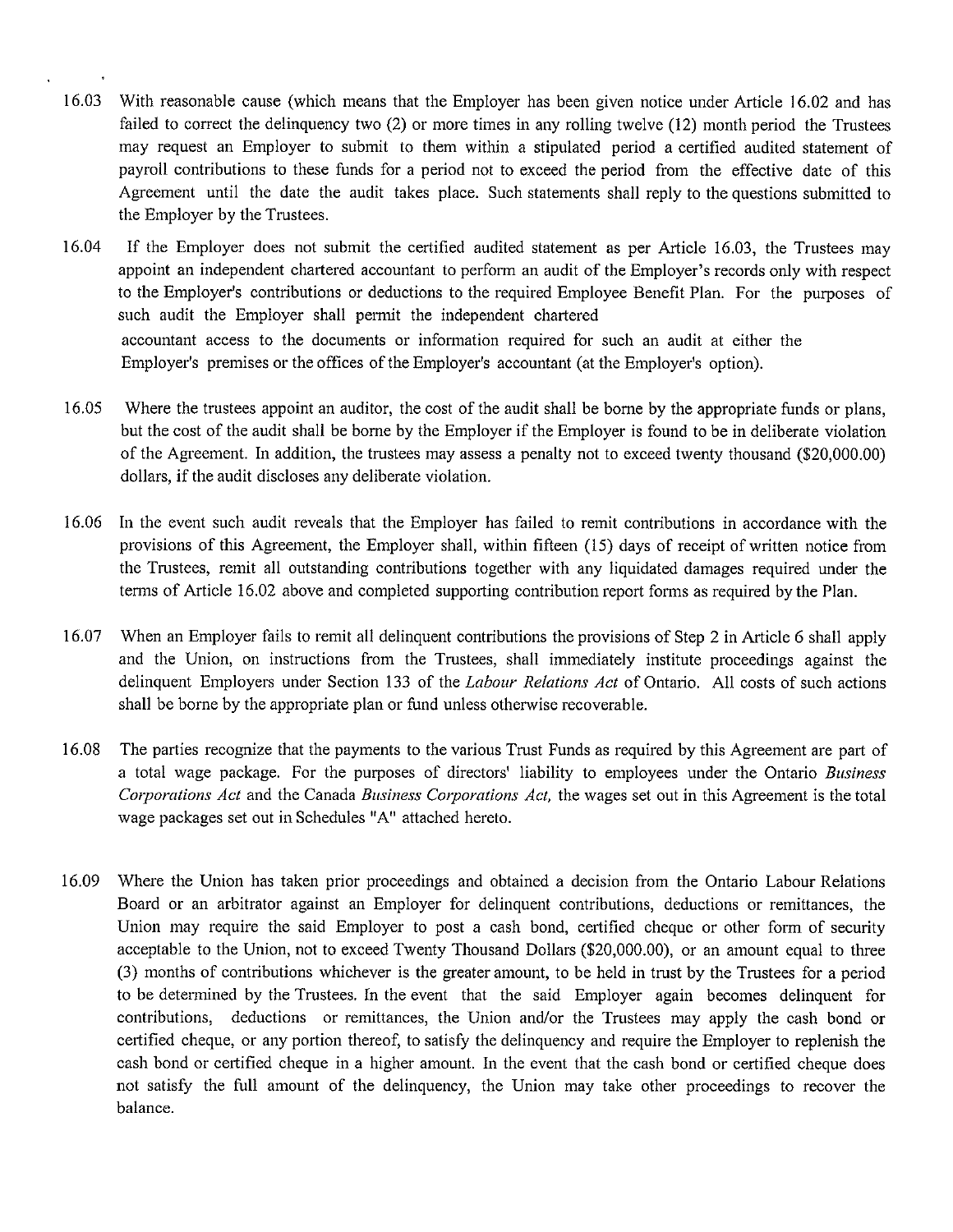16.03 With reasonable cause (which means that the Employer has been given notice under Article 16.02 and has failed to correct the delinquency two (2) or more times in any rolling twelve (12) month period the Trustees may request an Employer to submit to them within a stipulated period a certified audited statement of payroll contributions to these funds for a period not to exceed the period from the effective date of this Agreement until the date the audit takes place. Such statements shall reply to the questions submitted to the Employer by the Trustees.

16.04 If the Employer does not submit the certified audited statement as per Article 16.03, the Trustees may appoint an independent chartered accountant to perform an audit of the Employer's records only with respect to the Employer's contributions or deductions to the required Employee Benefit Plan. For the purposes of such audit the Employer shall permit the independent chartered accountant access to the documents or information required for such an audit at either the Employer's premises or the offices of the Employer's accountant (at the Employer's option).

16.05 Where the trustees appoint an auditor, the cost of the audit shall be borne by the appropriate funds or plans, but the cost of the audit shall be borne by the Employer if the Employer is found to be in deliberate violation of the Agreement. In addition, the trustees may assess a penalty not to exceed twenty thousand ($20,000.00) dollars, if the audit discloses any deliberate violation.

16.06 In the event such audit reveals that the Employer has failed to remit contributions in accordance with the provisions of this Agreement, the Employer shall, within fifteen (15) days of receipt of written notice from the Trustees, remit all outstanding contributions together with any liquidated damages required under the terms of Article 16.02 above and completed supporting contribution report forms as required by the Plan.

16.07 When an Employer fails to remit all delinquent contributions the provisions of Step 2 in Article 6 shall apply and the Union, on instructions from the Trustees, shall immediately institute proceedings against the delinquent Employers under Section 133 of the *Labour Relations Act* of Ontario. All costs of such actions shall be borne by the appropriate plan or fund unless otherwise recoverable.

16.08 The parties recognize that the payments to the various Trust Funds as required by this Agreement are part of a total wage package. For the purposes of directors' liability to employees under the Ontario *Business Corporations Act* and the Canada *Business Corporations Act,* the wages set out in this Agreement is the total wage packages set out in Schedules "A" attached hereto.

16.09 Where the Union has taken prior proceedings and obtained a decision from the Ontario Labour Relations Board or an arbitrator against an Employer for delinquent contributions, deductions or remittances, the Union may require the said Employer to post a cash bond, certified cheque or other form of security acceptable to the Union, not to exceed Twenty Thousand Dollars ($20,000.00), or an amount equal to three (3) months of contributions whichever is the greater amount, to be held in trust by the Trustees for a period to be determined by the Trustees. In the event that the said Employer again becomes delinquent for contributions, deductions or remittances, the Union and/or the Trustees may apply the cash bond or certified cheque, or any portion thereof, to satisfy the delinquency and require the Employer to replenish the cash bond or certified cheque in a higher amount. In the event that the cash bond or certified cheque does not satisfy the full amount of the delinquency, the Union may take other proceedings to recover the balance.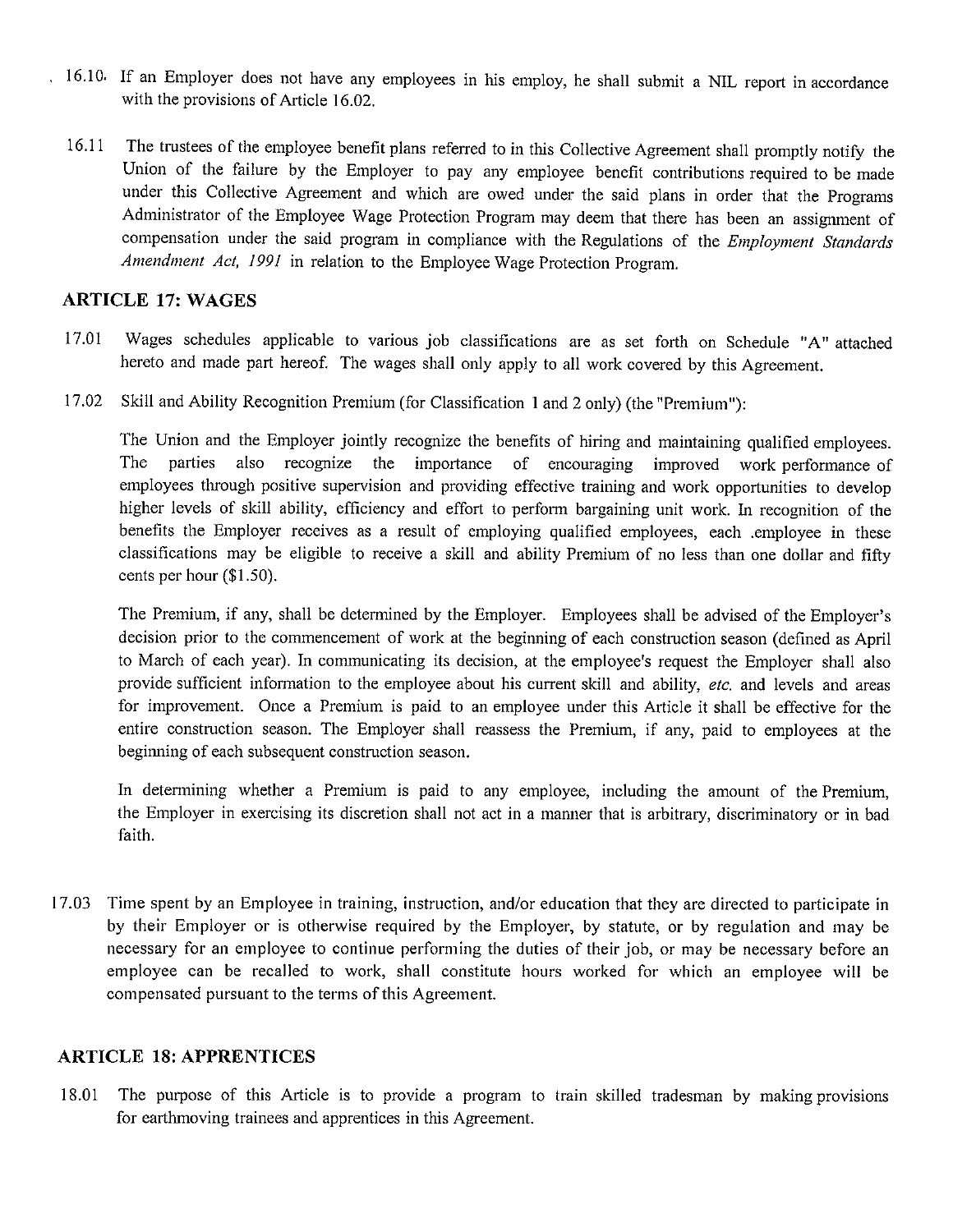16.10. If an Employer does not have any employees in his employ, he shall submit a NIL report in accordance with the provisions of Article 16.02.

16.11 The trustees of the employee benefit plans referred to in this Collective Agreement shall promptly notify the Union of the failure by the Employer to pay any employee benefit contributions required to be made under this Collective Agreement and which are owed under the said plans in order that the Programs Administrator of the Employee Wage Protection Program may deem that there has been an assignment of compensation under the said program in compliance with the Regulations of the *Employment Standards Amendment Act, 1991* in relation to the Employee Wage Protection Program.

## ARTICLE 17: WAGES

17.01 Wages schedules applicable to various job classifications are as set forth on Schedule "A" attached hereto and made part hereof. The wages shall only apply to all work covered by this Agreement.

17.02 Skill and Ability Recognition Premium (for Classification 1 and 2 only) (the "Premium"):

The Union and the Employer jointly recognize the benefits of hiring and maintaining qualified employees. The parties also recognize the importance of encouraging improved work performance of employees through positive supervision and providing effective training and work opportunities to develop higher levels of skill ability, efficiency and effort to perform bargaining unit work. In recognition of the benefits the Employer receives as a result of employing qualified employees, each .employee in these classifications may be eligible to receive a skill and ability Premium of no less than one dollar and fifty cents per hour ($1.50).

The Premium, if any, shall be determined by the Employer. Employees shall be advised of the Employer's decision prior to the commencement of work at the beginning of each construction season (defined as April to March of each year). In communicating its decision, at the employee's request the Employer shall also provide sufficient information to the employee about his current skill and ability, *etc.* and levels and areas for improvement. Once a Premium is paid to an employee under this Article it shall be effective for the entire construction season. The Employer shall reassess the Premium, if any, paid to employees at the beginning of each subsequent construction season.

In determining whether a Premium is paid to any employee, including the amount of the Premium, the Employer in exercising its discretion shall not act in a manner that is arbitrary, discriminatory or in bad faith.

17.03 Time spent by an Employee in training, instruction, and/or education that they are directed to participate in by their Employer or is otherwise required by the Employer, by statute, or by regulation and may be necessary for an employee to continue performing the duties of their job, or may be necessary before an employee can be recalled to work, shall constitute hours worked for which an employee will be compensated pursuant to the terms of this Agreement.

## ARTICLE 18: APPRENTICES

18.01 The purpose of this Article is to provide a program to train skilled tradesman by making provisions for earthmoving trainees and apprentices in this Agreement.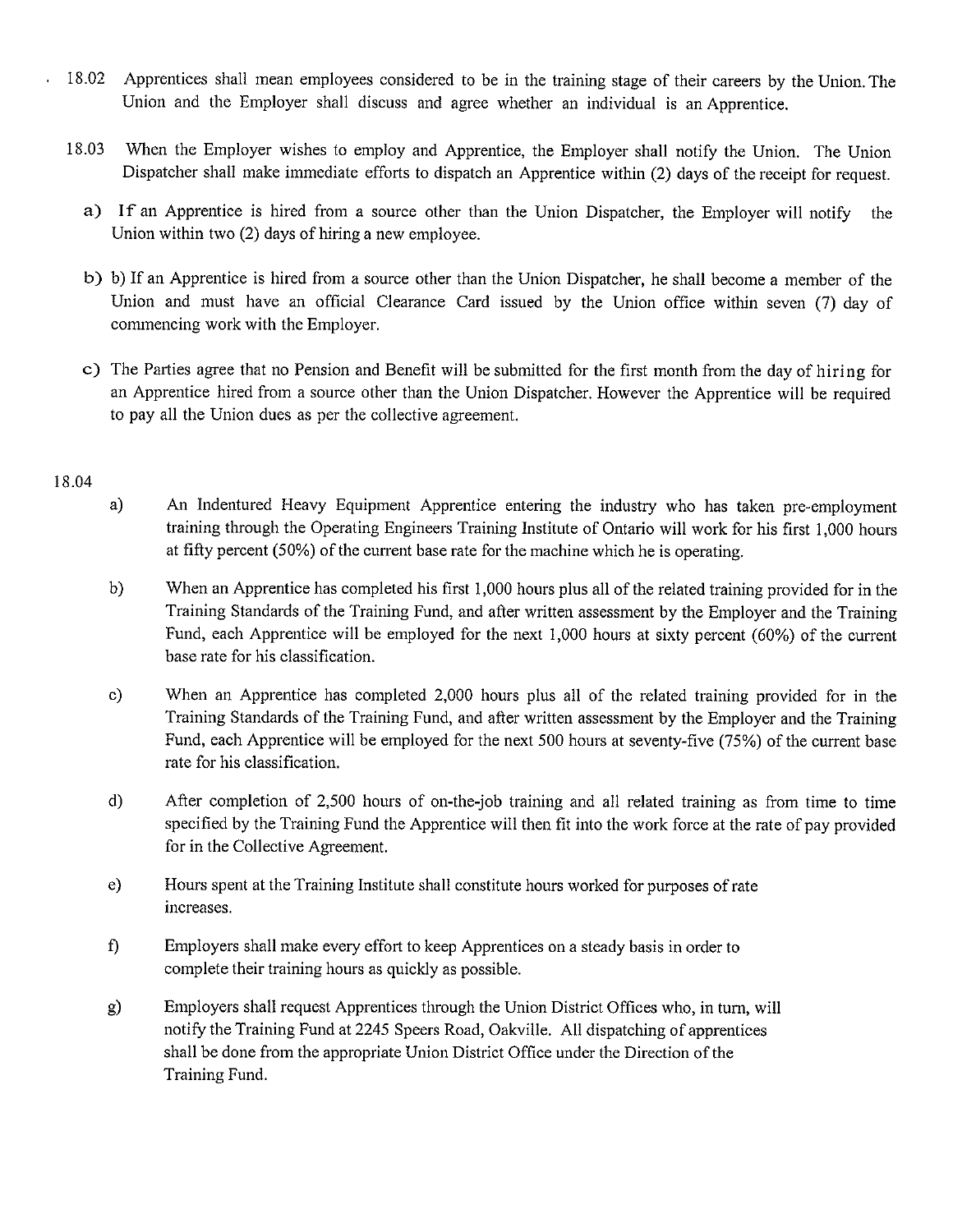18.02 Apprentices shall mean employees considered to be in the training stage of their careers by the Union. The Union and the Employer shall discuss and agree whether an individual is an Apprentice.

18.03 When the Employer wishes to employ and Apprentice, the Employer shall notify the Union. The Union Dispatcher shall make immediate efforts to dispatch an Apprentice within (2) days of the receipt for request.

a) If an Apprentice is hired from a source other than the Union Dispatcher, the Employer will notify the Union within two (2) days of hiring a new employee.

b) b) If an Apprentice is hired from a source other than the Union Dispatcher, he shall become a member of the Union and must have an official Clearance Card issued by the Union office within seven (7) day of commencing work with the Employer.

c) The Parties agree that no Pension and Benefit will be submitted for the first month from the day of hiring for an Apprentice hired from a source other than the Union Dispatcher. However the Apprentice will be required to pay all the Union dues as per the collective agreement.

18.04

a) An Indentured Heavy Equipment Apprentice entering the industry who has taken pre-employment training through the Operating Engineers Training Institute of Ontario will work for his first 1,000 hours at fifty percent (50%) of the current base rate for the machine which he is operating.

b) When an Apprentice has completed his first 1,000 hours plus all of the related training provided for in the Training Standards of the Training Fund, and after written assessment by the Employer and the Training Fund, each Apprentice will be employed for the next 1,000 hours at sixty percent (60%) of the current base rate for his classification.

c) When an Apprentice has completed 2,000 hours plus all of the related training provided for in the Training Standards of the Training Fund, and after written assessment by the Employer and the Training Fund, each Apprentice will be employed for the next 500 hours at seventy-five (75%) of the current base rate for his classification.

d) After completion of 2,500 hours of on-the-job training and all related training as from time to time specified by the Training Fund the Apprentice will then fit into the work force at the rate of pay provided for in the Collective Agreement.

e) Hours spent at the Training Institute shall constitute hours worked for purposes of rate increases.

f) Employers shall make every effort to keep Apprentices on a steady basis in order to complete their training hours as quickly as possible.

g) Employers shall request Apprentices through the Union District Offices who, in turn, will notify the Training Fund at 2245 Speers Road, Oakville. All dispatching of apprentices shall be done from the appropriate Union District Office under the Direction of the Training Fund.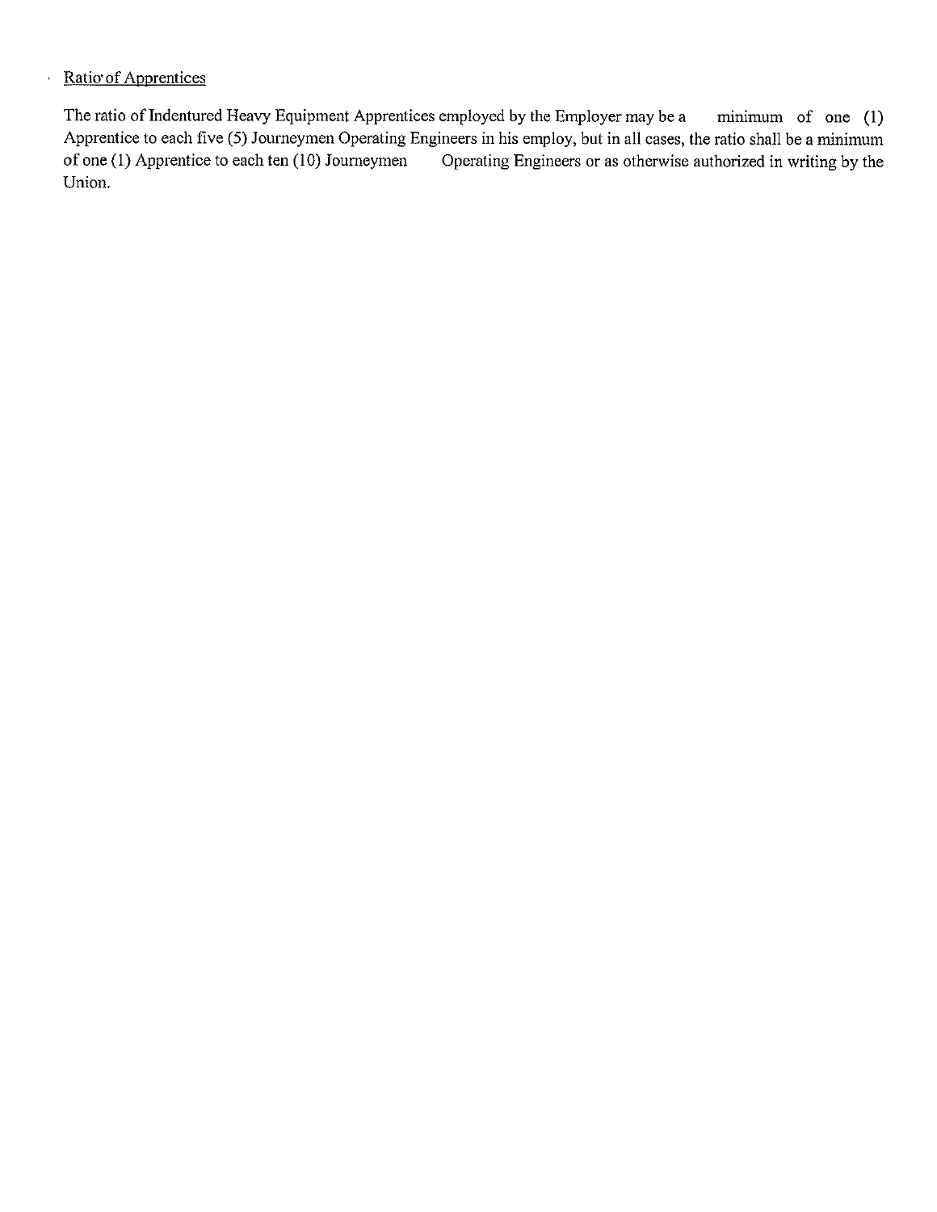Ratio of Apprentices

The ratio of Indentured Heavy Equipment Apprentices employed by the Employer may be a minimum of one (1) Apprentice to each five (5) Journeymen Operating Engineers in his employ, but in all cases, the ratio shall be a minimum of one (1) Apprentice to each ten (10) Journeymen Operating Engineers or as otherwise authorized in writing by the Union.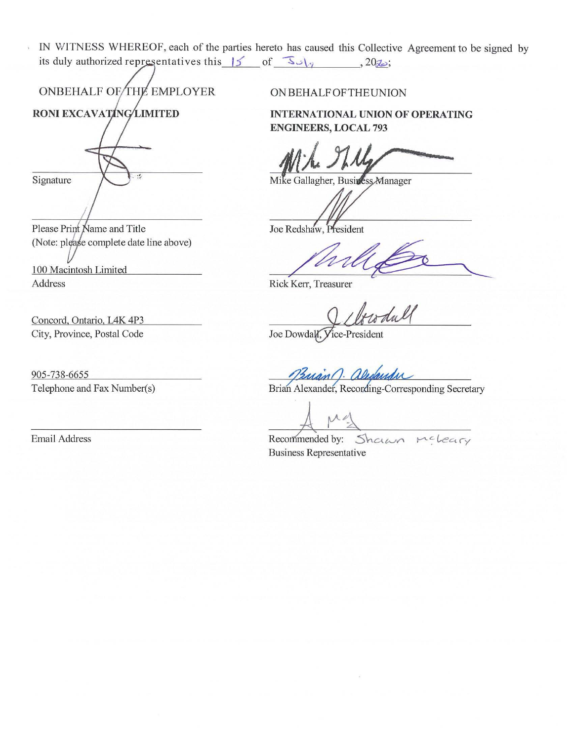IN WITNESS WHEREOF, each of the parties hereto has caused this Collective Agreement to be signed by its duly authorized representatives this 15 of July, 2020;

**ONBEHALF OF THE EMPLOYER**

**RONI EXCAVATING LIMITED**

Signature

Please Print Name and Title
(Note: please complete date line above)

100 Macintosh Limited
Address

Concord, Ontario, L4K 4P3
City, Province, Postal Code

905-738-6655
Telephone and Fax Number(s)

Email Address

**ON BEHALF OF THE UNION**

**INTERNATIONAL UNION OF OPERATING ENGINEERS, LOCAL 793**

Mike Gallagher, Business Manager

Joe Redshaw, President

Rick Kerr, Treasurer

Joe Dowdall, Vice-President

Brian Alexander, Recording-Corresponding Secretary

Recommended by: Shawn McCleary
Business Representative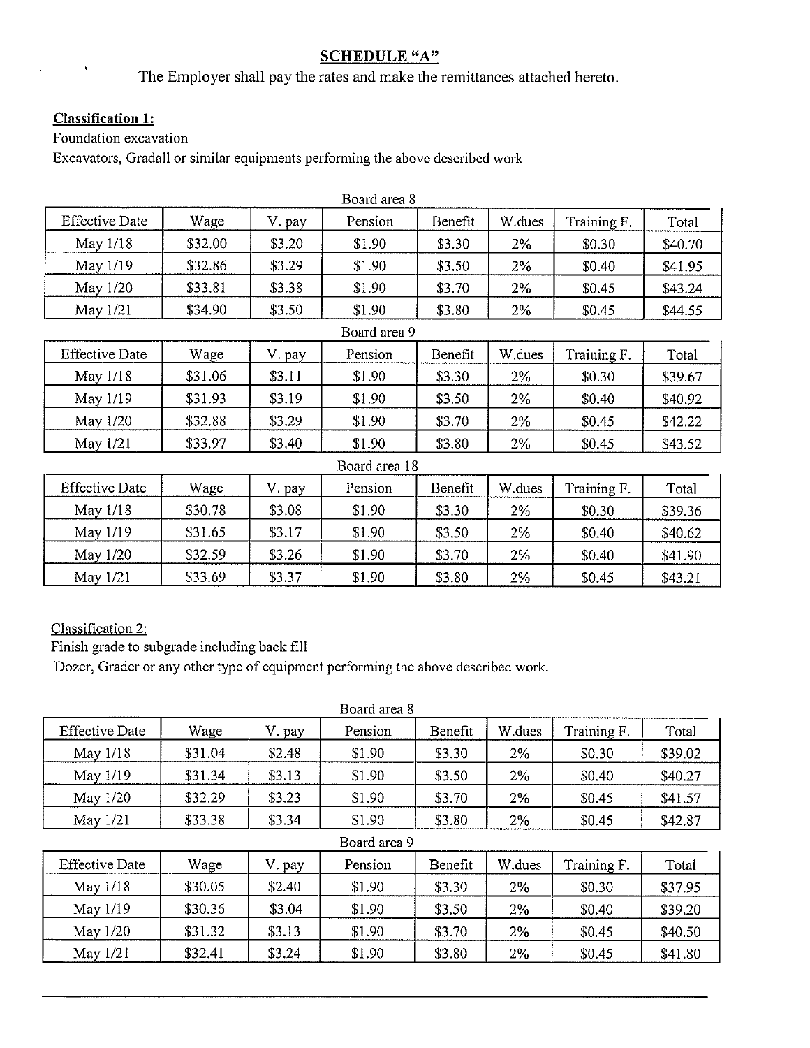**SCHEDULE "A"**

The Employer shall pay the rates and make the remittances attached hereto.

**Classification 1:**

Foundation excavation

Excavators, Gradall or similar equipments performing the above described work

Board area 8

| Effective Date | Wage | V. pay | Pension | Benefit | W.dues | Training F. | Total |
|---|---|---|---|---|---|---|---|
| May 1/18 | $32.00 | $3.20 | $1.90 | $3.30 | 2% | $0.30 | $40.70 |
| May 1/19 | $32.86 | $3.29 | $1.90 | $3.50 | 2% | $0.40 | $41.95 |
| May 1/20 | $33.81 | $3.38 | $1.90 | $3.70 | 2% | $0.45 | $43.24 |
| May 1/21 | $34.90 | $3.50 | $1.90 | $3.80 | 2% | $0.45 | $44.55 |

Board area 9

| Effective Date | Wage | V. pay | Pension | Benefit | W.dues | Training F. | Total |
|---|---|---|---|---|---|---|---|
| May 1/18 | $31.06 | $3.11 | $1.90 | $3.30 | 2% | $0.30 | $39.67 |
| May 1/19 | $31.93 | $3.19 | $1.90 | $3.50 | 2% | $0.40 | $40.92 |
| May 1/20 | $32.88 | $3.29 | $1.90 | $3.70 | 2% | $0.45 | $42.22 |
| May 1/21 | $33.97 | $3.40 | $1.90 | $3.80 | 2% | $0.45 | $43.52 |

Board area 18

| Effective Date | Wage | V. pay | Pension | Benefit | W.dues | Training F. | Total |
|---|---|---|---|---|---|---|---|
| May 1/18 | $30.78 | $3.08 | $1.90 | $3.30 | 2% | $0.30 | $39.36 |
| May 1/19 | $31.65 | $3.17 | $1.90 | $3.50 | 2% | $0.40 | $40.62 |
| May 1/20 | $32.59 | $3.26 | $1.90 | $3.70 | 2% | $0.40 | $41.90 |
| May 1/21 | $33.69 | $3.37 | $1.90 | $3.80 | 2% | $0.45 | $43.21 |

Classification 2:

Finish grade to subgrade including back fill

Dozer, Grader or any other type of equipment performing the above described work.

Board area 8

| Effective Date | Wage | V. pay | Pension | Benefit | W.dues | Training F. | Total |
|---|---|---|---|---|---|---|---|
| May 1/18 | $31.04 | $2.48 | $1.90 | $3.30 | 2% | $0.30 | $39.02 |
| May 1/19 | $31.34 | $3.13 | $1.90 | $3.50 | 2% | $0.40 | $40.27 |
| May 1/20 | $32.29 | $3.23 | $1.90 | $3.70 | 2% | $0.45 | $41.57 |
| May 1/21 | $33.38 | $3.34 | $1.90 | $3.80 | 2% | $0.45 | $42.87 |

Board area 9

| Effective Date | Wage | V. pay | Pension | Benefit | W.dues | Training F. | Total |
|---|---|---|---|---|---|---|---|
| May 1/18 | $30.05 | $2.40 | $1.90 | $3.30 | 2% | $0.30 | $37.95 |
| May 1/19 | $30.36 | $3.04 | $1.90 | $3.50 | 2% | $0.40 | $39.20 |
| May 1/20 | $31.32 | $3.13 | $1.90 | $3.70 | 2% | $0.45 | $40.50 |
| May 1/21 | $32.41 | $3.24 | $1.90 | $3.80 | 2% | $0.45 | $41.80 |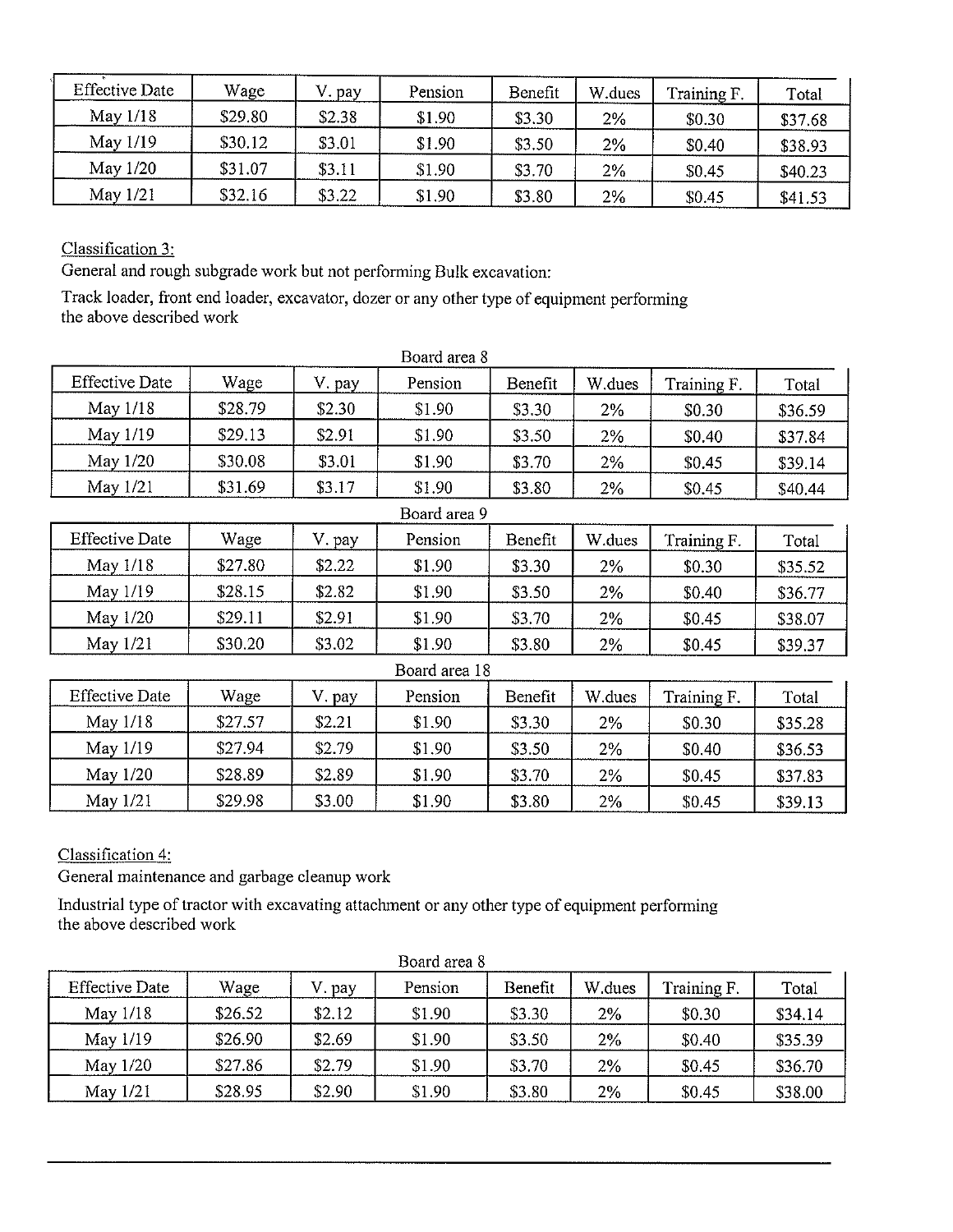| Effective Date | Wage | V. pay | Pension | Benefit | W.dues | Training F. | Total |
|---|---|---|---|---|---|---|---|
| May 1/18 | $29.80 | $2.38 | $1.90 | $3.30 | 2% | $0.30 | $37.68 |
| May 1/19 | $30.12 | $3.01 | $1.90 | $3.50 | 2% | $0.40 | $38.93 |
| May 1/20 | $31.07 | $3.11 | $1.90 | $3.70 | 2% | $0.45 | $40.23 |
| May 1/21 | $32.16 | $3.22 | $1.90 | $3.80 | 2% | $0.45 | $41.53 |

Classification 3:

General and rough subgrade work but not performing Bulk excavation:

Track loader, front end loader, excavator, dozer or any other type of equipment performing the above described work

Board area 8

| Effective Date | Wage | V. pay | Pension | Benefit | W.dues | Training F. | Total |
|---|---|---|---|---|---|---|---|
| May 1/18 | $28.79 | $2.30 | $1.90 | $3.30 | 2% | $0.30 | $36.59 |
| May 1/19 | $29.13 | $2.91 | $1.90 | $3.50 | 2% | $0.40 | $37.84 |
| May 1/20 | $30.08 | $3.01 | $1.90 | $3.70 | 2% | $0.45 | $39.14 |
| May 1/21 | $31.69 | $3.17 | $1.90 | $3.80 | 2% | $0.45 | $40.44 |

Board area 9

| Effective Date | Wage | V. pay | Pension | Benefit | W.dues | Training F. | Total |
|---|---|---|---|---|---|---|---|
| May 1/18 | $27.80 | $2.22 | $1.90 | $3.30 | 2% | $0.30 | $35.52 |
| May 1/19 | $28.15 | $2.82 | $1.90 | $3.50 | 2% | $0.40 | $36.77 |
| May 1/20 | $29.11 | $2.91 | $1.90 | $3.70 | 2% | $0.45 | $38.07 |
| May 1/21 | $30.20 | $3.02 | $1.90 | $3.80 | 2% | $0.45 | $39.37 |

Board area 18

| Effective Date | Wage | V. pay | Pension | Benefit | W.dues | Training F. | Total |
|---|---|---|---|---|---|---|---|
| May 1/18 | $27.57 | $2.21 | $1.90 | $3.30 | 2% | $0.30 | $35.28 |
| May 1/19 | $27.94 | $2.79 | $1.90 | $3.50 | 2% | $0.40 | $36.53 |
| May 1/20 | $28.89 | $2.89 | $1.90 | $3.70 | 2% | $0.45 | $37.83 |
| May 1/21 | $29.98 | $3.00 | $1.90 | $3.80 | 2% | $0.45 | $39.13 |

Classification 4:

General maintenance and garbage cleanup work

Industrial type of tractor with excavating attachment or any other type of equipment performing the above described work

Board area 8

| Effective Date | Wage | V. pay | Pension | Benefit | W.dues | Training F. | Total |
|---|---|---|---|---|---|---|---|
| May 1/18 | $26.52 | $2.12 | $1.90 | $3.30 | 2% | $0.30 | $34.14 |
| May 1/19 | $26.90 | $2.69 | $1.90 | $3.50 | 2% | $0.40 | $35.39 |
| May 1/20 | $27.86 | $2.79 | $1.90 | $3.70 | 2% | $0.45 | $36.70 |
| May 1/21 | $28.95 | $2.90 | $1.90 | $3.80 | 2% | $0.45 | $38.00 |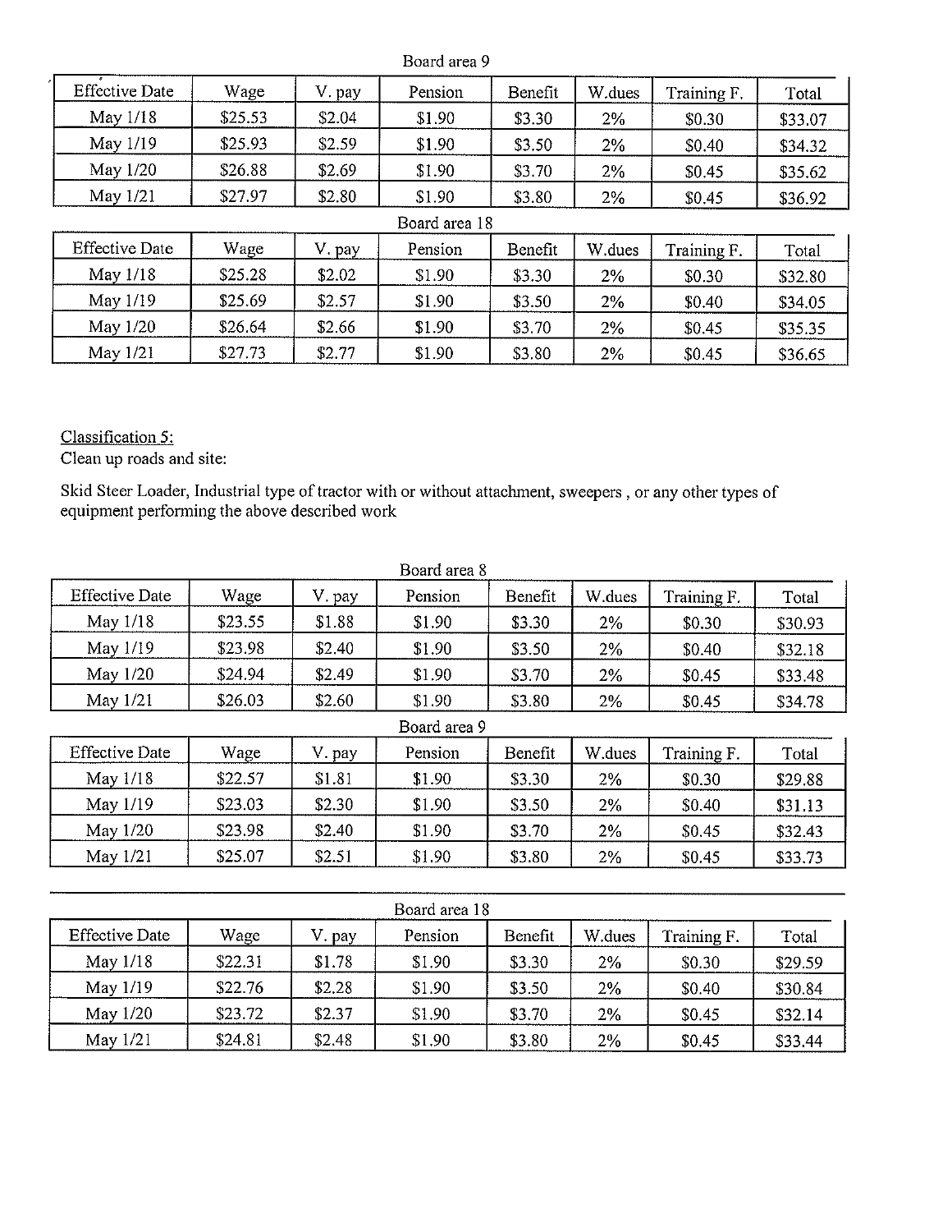Board area 9

| Effective Date | Wage | V. pay | Pension | Benefit | W.dues | Training F. | Total |
|---|---|---|---|---|---|---|---|
| May 1/18 | $25.53 | $2.04 | $1.90 | $3.30 | 2% | $0.30 | $33.07 |
| May 1/19 | $25.93 | $2.59 | $1.90 | $3.50 | 2% | $0.40 | $34.32 |
| May 1/20 | $26.88 | $2.69 | $1.90 | $3.70 | 2% | $0.45 | $35.62 |
| May 1/21 | $27.97 | $2.80 | $1.90 | $3.80 | 2% | $0.45 | $36.92 |

Board area 18

| Effective Date | Wage | V. pay | Pension | Benefit | W.dues | Training F. | Total |
|---|---|---|---|---|---|---|---|
| May 1/18 | $25.28 | $2.02 | $1.90 | $3.30 | 2% | $0.30 | $32.80 |
| May 1/19 | $25.69 | $2.57 | $1.90 | $3.50 | 2% | $0.40 | $34.05 |
| May 1/20 | $26.64 | $2.66 | $1.90 | $3.70 | 2% | $0.45 | $35.35 |
| May 1/21 | $27.73 | $2.77 | $1.90 | $3.80 | 2% | $0.45 | $36.65 |

Classification 5:
Clean up roads and site:

Skid Steer Loader, Industrial type of tractor with or without attachment, sweepers , or any other types of equipment performing the above described work

Board area 8

| Effective Date | Wage | V. pay | Pension | Benefit | W.dues | Training F. | Total |
|---|---|---|---|---|---|---|---|
| May 1/18 | $23.55 | $1.88 | $1.90 | $3.30 | 2% | $0.30 | $30.93 |
| May 1/19 | $23.98 | $2.40 | $1.90 | $3.50 | 2% | $0.40 | $32.18 |
| May 1/20 | $24.94 | $2.49 | $1.90 | $3.70 | 2% | $0.45 | $33.48 |
| May 1/21 | $26.03 | $2.60 | $1.90 | $3.80 | 2% | $0.45 | $34.78 |

Board area 9

| Effective Date | Wage | V. pay | Pension | Benefit | W.dues | Training F. | Total |
|---|---|---|---|---|---|---|---|
| May 1/18 | $22.57 | $1.81 | $1.90 | $3.30 | 2% | $0.30 | $29.88 |
| May 1/19 | $23.03 | $2.30 | $1.90 | $3.50 | 2% | $0.40 | $31.13 |
| May 1/20 | $23.98 | $2.40 | $1.90 | $3.70 | 2% | $0.45 | $32.43 |
| May 1/21 | $25.07 | $2.51 | $1.90 | $3.80 | 2% | $0.45 | $33.73 |

Board area 18

| Effective Date | Wage | V. pay | Pension | Benefit | W.dues | Training F. | Total |
|---|---|---|---|---|---|---|---|
| May 1/18 | $22.31 | $1.78 | $1.90 | $3.30 | 2% | $0.30 | $29.59 |
| May 1/19 | $22.76 | $2.28 | $1.90 | $3.50 | 2% | $0.40 | $30.84 |
| May 1/20 | $23.72 | $2.37 | $1.90 | $3.70 | 2% | $0.45 | $32.14 |
| May 1/21 | $24.81 | $2.48 | $1.90 | $3.80 | 2% | $0.45 | $33.44 |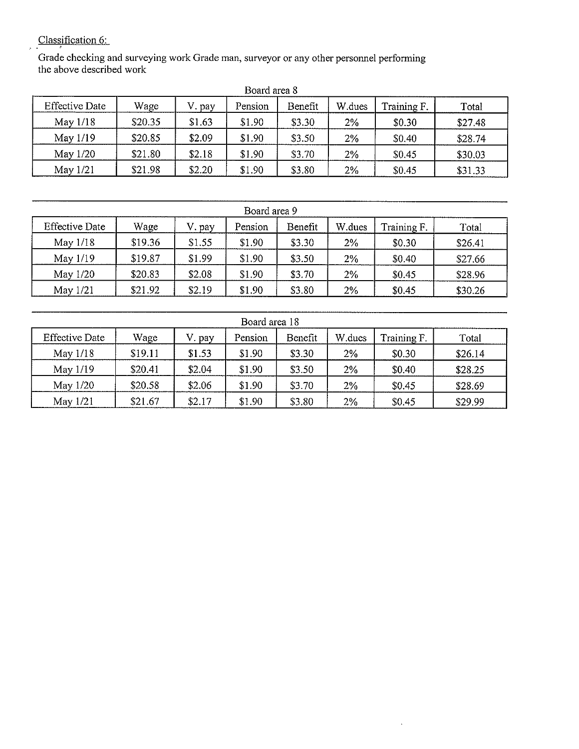Classification 6:

Grade checking and surveying work Grade man, surveyor or any other personnel performing the above described work

Board area 8

| Effective Date | Wage | V. pay | Pension | Benefit | W.dues | Training F. | Total |
|---|---|---|---|---|---|---|---|
| May 1/18 | $20.35 | $1.63 | $1.90 | $3.30 | 2% | $0.30 | $27.48 |
| May 1/19 | $20.85 | $2.09 | $1.90 | $3.50 | 2% | $0.40 | $28.74 |
| May 1/20 | $21.80 | $2.18 | $1.90 | $3.70 | 2% | $0.45 | $30.03 |
| May 1/21 | $21.98 | $2.20 | $1.90 | $3.80 | 2% | $0.45 | $31.33 |

Board area 9

| Effective Date | Wage | V. pay | Pension | Benefit | W.dues | Training F. | Total |
|---|---|---|---|---|---|---|---|
| May 1/18 | $19.36 | $1.55 | $1.90 | $3.30 | 2% | $0.30 | $26.41 |
| May 1/19 | $19.87 | $1.99 | $1.90 | $3.50 | 2% | $0.40 | $27.66 |
| May 1/20 | $20.83 | $2.08 | $1.90 | $3.70 | 2% | $0.45 | $28.96 |
| May 1/21 | $21.92 | $2.19 | $1.90 | $3.80 | 2% | $0.45 | $30.26 |

Board area 18

| Effective Date | Wage | V. pay | Pension | Benefit | W.dues | Training F. | Total |
|---|---|---|---|---|---|---|---|
| May 1/18 | $19.11 | $1.53 | $1.90 | $3.30 | 2% | $0.30 | $26.14 |
| May 1/19 | $20.41 | $2.04 | $1.90 | $3.50 | 2% | $0.40 | $28.25 |
| May 1/20 | $20.58 | $2.06 | $1.90 | $3.70 | 2% | $0.45 | $28.69 |
| May 1/21 | $21.67 | $2.17 | $1.90 | $3.80 | 2% | $0.45 | $29.99 |